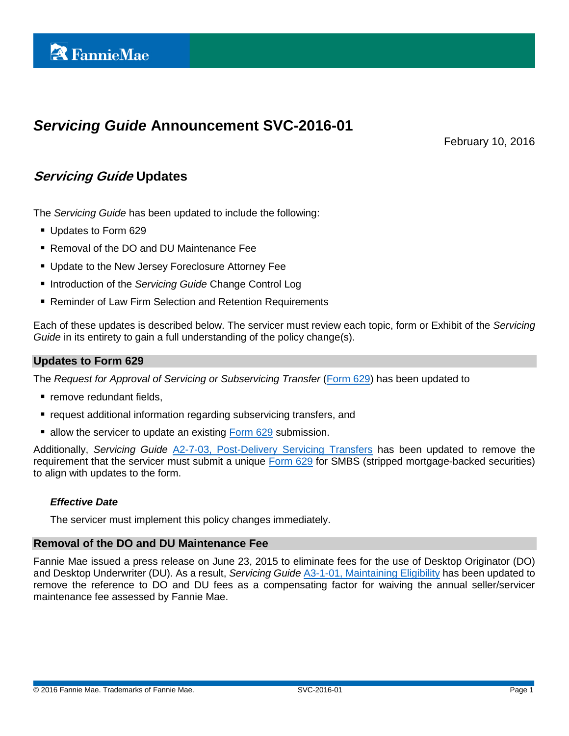FannieMae

# *Servicing Guide* Announcement SVC-2016-01

February 10, 2016

## *Servicing Guide* Updates

The *Servicing Guide* has been updated to include the following:

- Updates to Form 629
- Removal of the DO and DU Maintenance Fee
- Update to the New Jersey Foreclosure Attorney Fee
- Introduction of the *Servicing Guide* Change Control Log
- Reminder of Law Firm Selection and Retention Requirements

Each of these updates is described below. The servicer must review each topic, form or Exhibit of the *Servicing Guide* in its entirety to gain a full understanding of the policy change(s).

### Updates to Form 629

The *Request for Approval of Servicing or Subservicing Transfer* (Form 629) has been updated to

- remove redundant fields,
- request additional information regarding subservicing transfers, and
- allow the servicer to update an existing Form 629 submission.

Additionally, *Servicing Guide* A2-7-03, Post-Delivery Servicing Transfers has been updated to remove the requirement that the servicer must submit a unique Form 629 for SMBS (stripped mortgage-backed securities) to align with updates to the form.

#### *Effective Date*

The servicer must implement this policy changes immediately.

### Removal of the DO and DU Maintenance Fee

Fannie Mae issued a press release on June 23, 2015 to eliminate fees for the use of Desktop Originator (DO) and Desktop Underwriter (DU). As a result, *Servicing Guide* A3-1-01, Maintaining Eligibility has been updated to remove the reference to DO and DU fees as a compensating factor for waiving the annual seller/servicer maintenance fee assessed by Fannie Mae.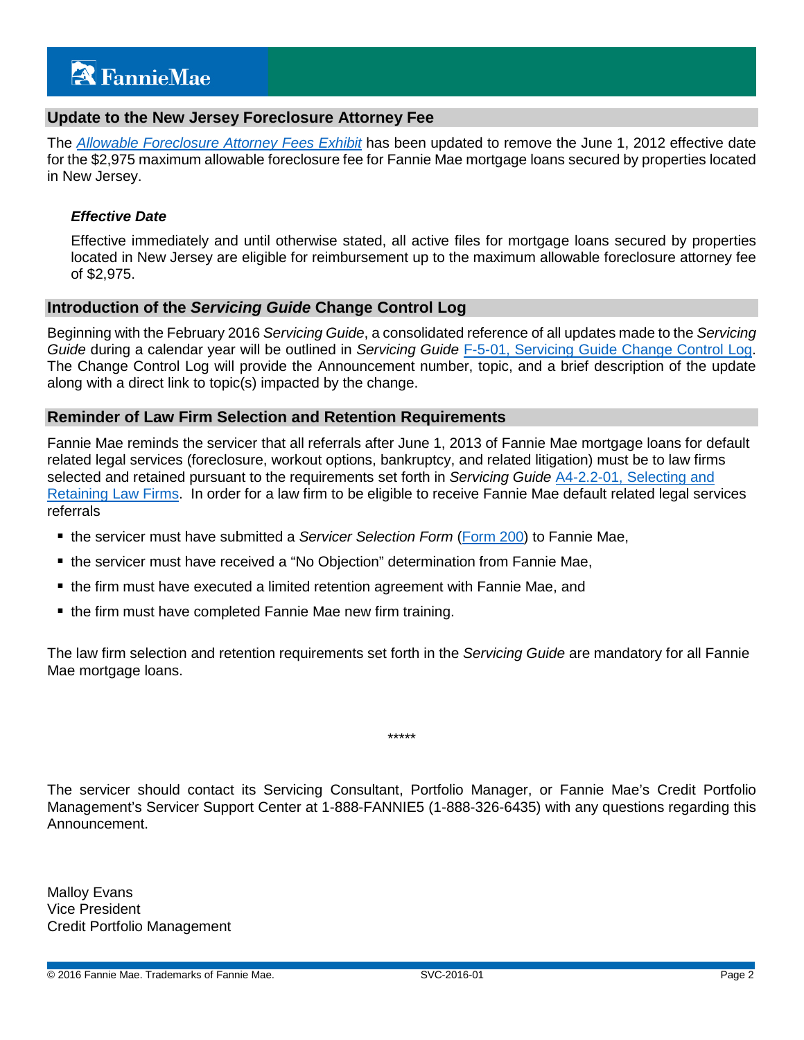## Update to the New Jersey Foreclosure Attorney Fee

The *Allowable Foreclosure Attorney Fees Exhibit* has been updated to remove the June 1, 2012 effective date for the $2,975 maximum allowable foreclosure fee for Fannie Mae mortgage loans secured by properties located in New Jersey.

### *Effective Date*

Effective immediately and until otherwise stated, all active files for mortgage loans secured by properties located in New Jersey are eligible for reimbursement up to the maximum allowable foreclosure attorney fee of $2,975.

## Introduction of the *Servicing Guide* Change Control Log

Beginning with the February 2016 *Servicing Guide*, a consolidated reference of all updates made to the *Servicing Guide* during a calendar year will be outlined in *Servicing Guide* F-5-01, Servicing Guide Change Control Log. The Change Control Log will provide the Announcement number, topic, and a brief description of the update along with a direct link to topic(s) impacted by the change.

## Reminder of Law Firm Selection and Retention Requirements

Fannie Mae reminds the servicer that all referrals after June 1, 2013 of Fannie Mae mortgage loans for default related legal services (foreclosure, workout options, bankruptcy, and related litigation) must be to law firms selected and retained pursuant to the requirements set forth in *Servicing Guide* A4-2.2-01, Selecting and Retaining Law Firms. In order for a law firm to be eligible to receive Fannie Mae default related legal services referrals

- the servicer must have submitted a *Servicer Selection Form* (Form 200) to Fannie Mae,
- the servicer must have received a "No Objection" determination from Fannie Mae,
- the firm must have executed a limited retention agreement with Fannie Mae, and
- the firm must have completed Fannie Mae new firm training.

The law firm selection and retention requirements set forth in the *Servicing Guide* are mandatory for all Fannie Mae mortgage loans.

*****

The servicer should contact its Servicing Consultant, Portfolio Manager, or Fannie Mae's Credit Portfolio Management's Servicer Support Center at 1-888-FANNIE5 (1-888-326-6435) with any questions regarding this Announcement.

Malloy Evans
Vice President
Credit Portfolio Management